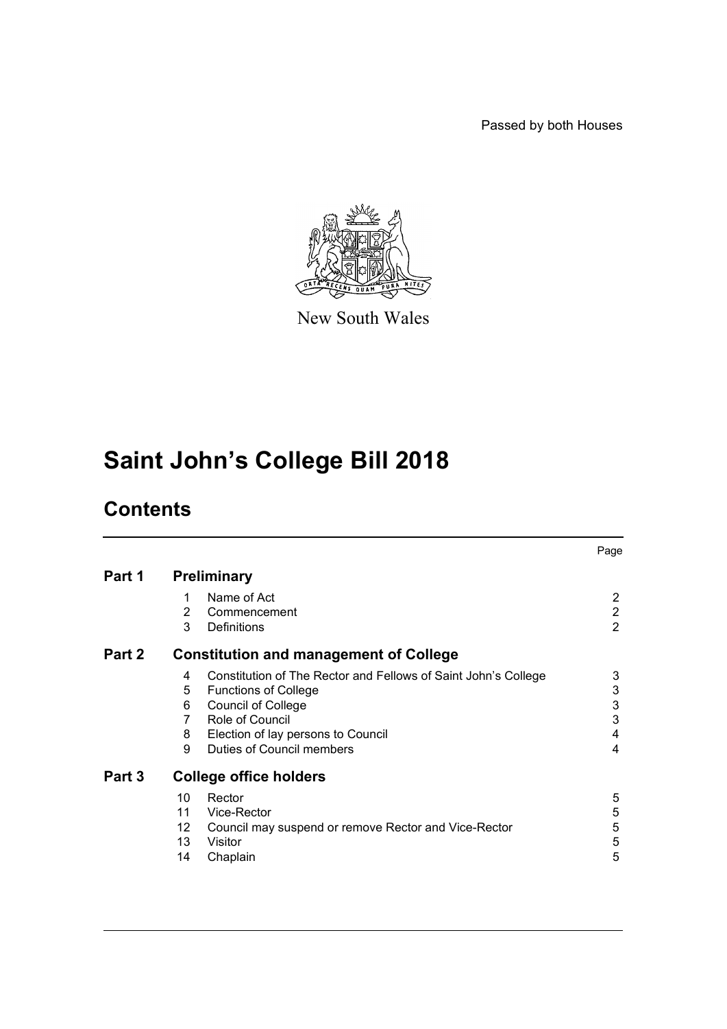Passed by both Houses

New South Wales

# Saint John's College Bill 2018

## Contents

| | | | Page |
|---|---|---|---|
| **Part 1** | **Preliminary** | | |
| | 1 | Name of Act | 2 |
| | 2 | Commencement | 2 |
| | 3 | Definitions | 2 |
| **Part 2** | **Constitution and management of College** | | |
| | 4 | Constitution of The Rector and Fellows of Saint John's College | 3 |
| | 5 | Functions of College | 3 |
| | 6 | Council of College | 3 |
| | 7 | Role of Council | 3 |
| | 8 | Election of lay persons to Council | 4 |
| | 9 | Duties of Council members | 4 |
| **Part 3** | **College office holders** | | |
| | 10 | Rector | 5 |
| | 11 | Vice-Rector | 5 |
| | 12 | Council may suspend or remove Rector and Vice-Rector | 5 |
| | 13 | Visitor | 5 |
| | 14 | Chaplain | 5 |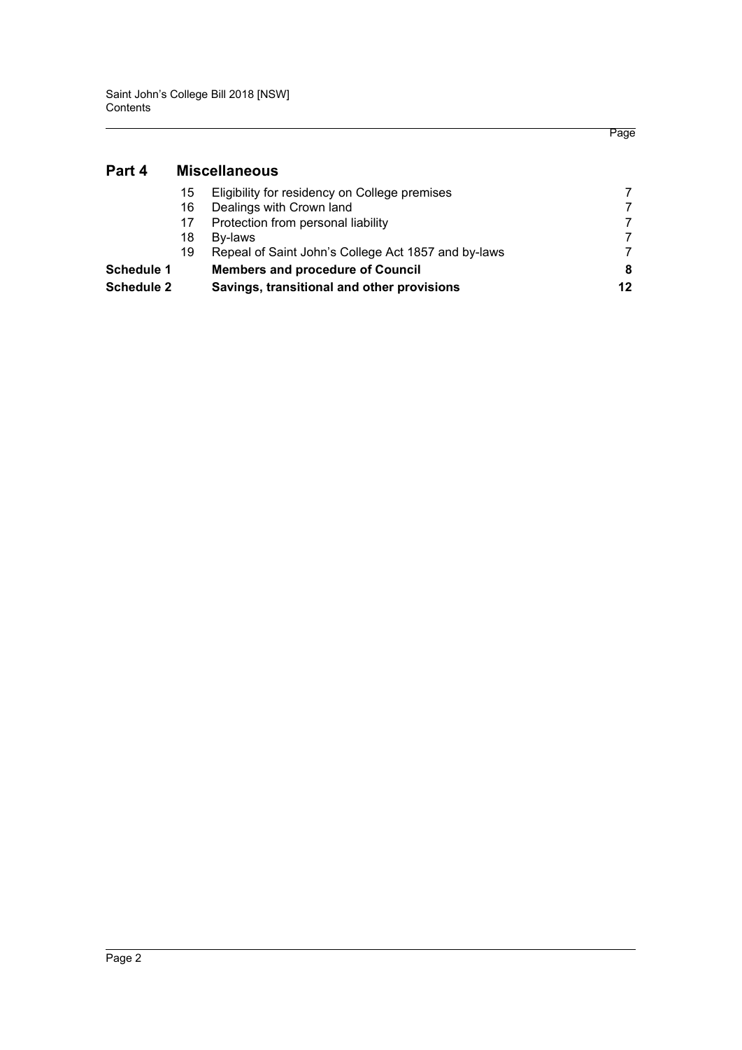## Part 4 Miscellaneous

| | | | Page |
|---|---|---|---|
| | 15 | Eligibility for residency on College premises | 7 |
| | 16 | Dealings with Crown land | 7 |
| | 17 | Protection from personal liability | 7 |
| | 18 | By-laws | 7 |
| | 19 | Repeal of Saint John's College Act 1857 and by-laws | 7 |
| **Schedule 1** | | **Members and procedure of Council** | **8** |
| **Schedule 2** | | **Savings, transitional and other provisions** | **12** |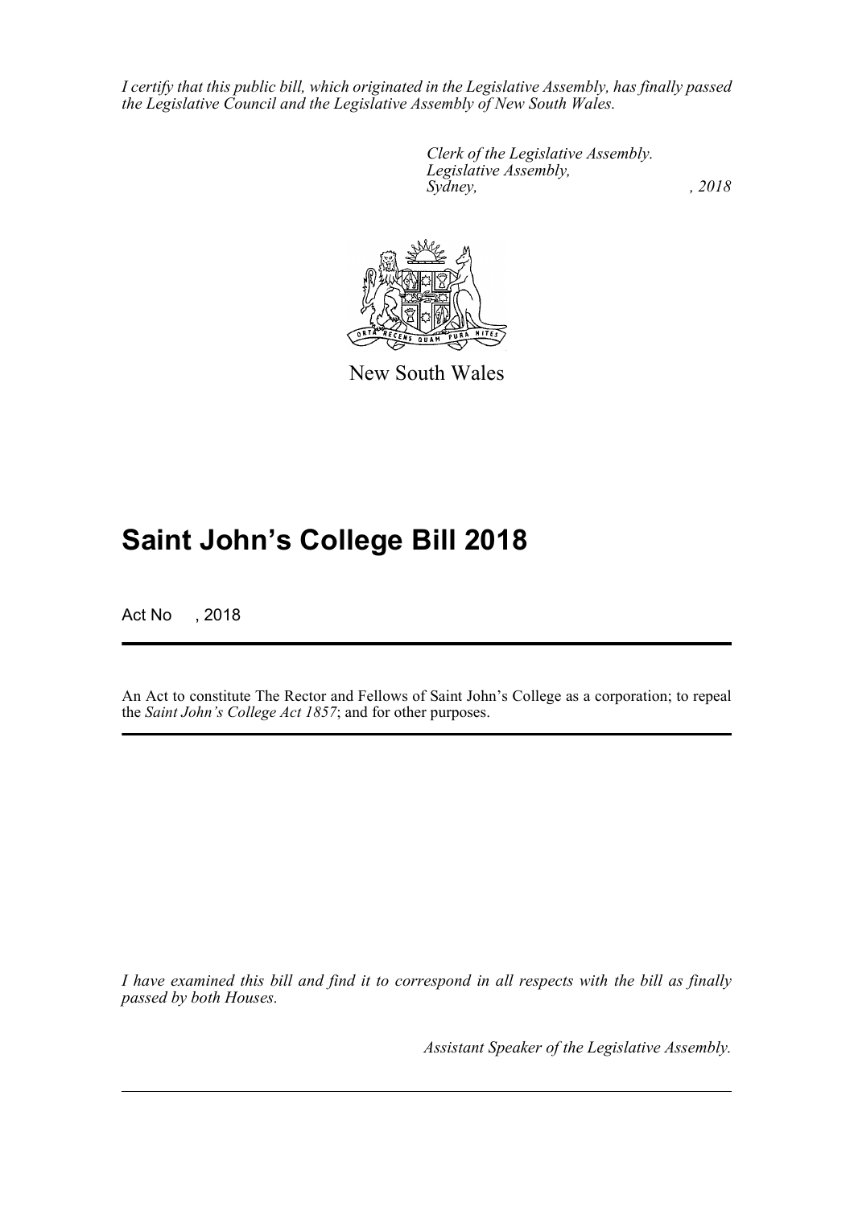*I certify that this public bill, which originated in the Legislative Assembly, has finally passed the Legislative Council and the Legislative Assembly of New South Wales.*

*Clerk of the Legislative Assembly.*
*Legislative Assembly,*
*Sydney, , 2018*

New South Wales

# Saint John's College Bill 2018

Act No , 2018

An Act to constitute The Rector and Fellows of Saint John's College as a corporation; to repeal the *Saint John's College Act 1857*; and for other purposes.

*I have examined this bill and find it to correspond in all respects with the bill as finally passed by both Houses.*

*Assistant Speaker of the Legislative Assembly.*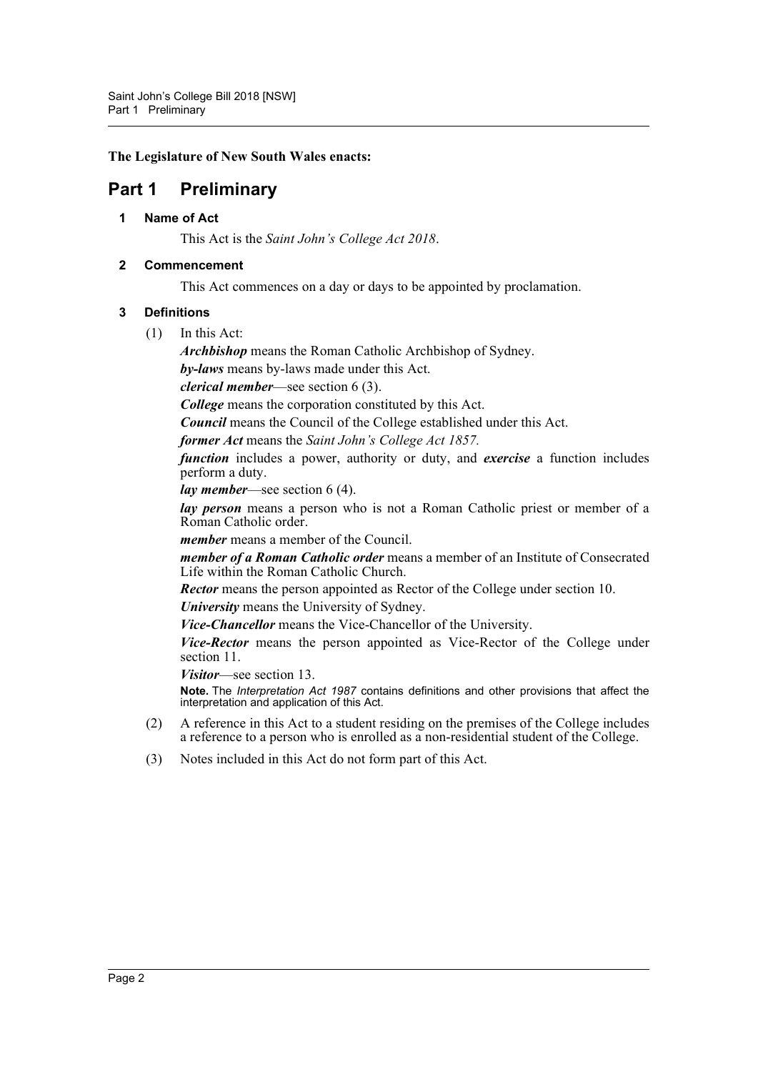**The Legislature of New South Wales enacts:**

# Part 1 Preliminary

### 1 Name of Act

This Act is the *Saint John's College Act 2018*.

### 2 Commencement

This Act commences on a day or days to be appointed by proclamation.

### 3 Definitions

(1) In this Act:

***Archbishop*** means the Roman Catholic Archbishop of Sydney.

***by-laws*** means by-laws made under this Act.

***clerical member***—see section 6 (3).

***College*** means the corporation constituted by this Act.

***Council*** means the Council of the College established under this Act.

***former Act*** means the *Saint John's College Act 1857.*

***function*** includes a power, authority or duty, and ***exercise*** a function includes perform a duty.

***lay member***—see section 6 (4).

***lay person*** means a person who is not a Roman Catholic priest or member of a Roman Catholic order.

***member*** means a member of the Council.

***member of a Roman Catholic order*** means a member of an Institute of Consecrated Life within the Roman Catholic Church.

***Rector*** means the person appointed as Rector of the College under section 10.

***University*** means the University of Sydney.

***Vice-Chancellor*** means the Vice-Chancellor of the University.

***Vice-Rector*** means the person appointed as Vice-Rector of the College under section 11.

***Visitor***—see section 13.

**Note.** The *Interpretation Act 1987* contains definitions and other provisions that affect the interpretation and application of this Act.

(2) A reference in this Act to a student residing on the premises of the College includes a reference to a person who is enrolled as a non-residential student of the College.

(3) Notes included in this Act do not form part of this Act.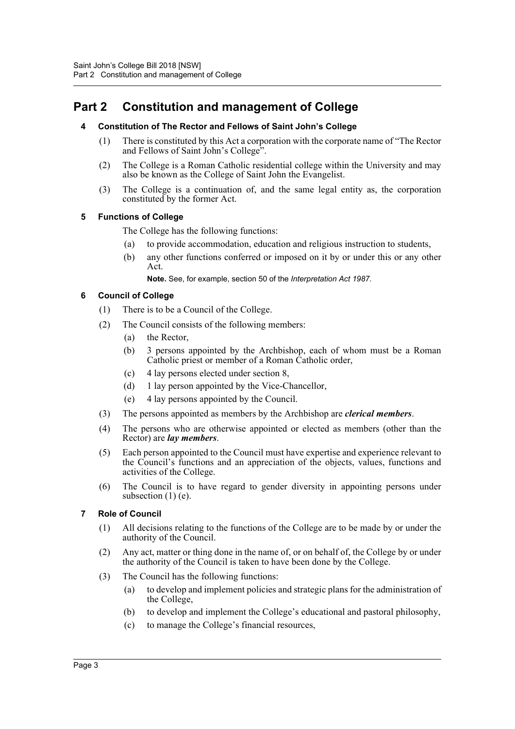# Part 2 Constitution and management of College

## 4 Constitution of The Rector and Fellows of Saint John's College

(1) There is constituted by this Act a corporation with the corporate name of "The Rector and Fellows of Saint John's College".

(2) The College is a Roman Catholic residential college within the University and may also be known as the College of Saint John the Evangelist.

(3) The College is a continuation of, and the same legal entity as, the corporation constituted by the former Act.

## 5 Functions of College

The College has the following functions:

(a) to provide accommodation, education and religious instruction to students,

(b) any other functions conferred or imposed on it by or under this or any other Act.

**Note.** See, for example, section 50 of the *Interpretation Act 1987*.

## 6 Council of College

(1) There is to be a Council of the College.

(2) The Council consists of the following members:

(a) the Rector,

(b) 3 persons appointed by the Archbishop, each of whom must be a Roman Catholic priest or member of a Roman Catholic order,

(c) 4 lay persons elected under section 8,

(d) 1 lay person appointed by the Vice-Chancellor,

(e) 4 lay persons appointed by the Council.

(3) The persons appointed as members by the Archbishop are ***clerical members***.

(4) The persons who are otherwise appointed or elected as members (other than the Rector) are ***lay members***.

(5) Each person appointed to the Council must have expertise and experience relevant to the Council's functions and an appreciation of the objects, values, functions and activities of the College.

(6) The Council is to have regard to gender diversity in appointing persons under subsection (1) (e).

## 7 Role of Council

(1) All decisions relating to the functions of the College are to be made by or under the authority of the Council.

(2) Any act, matter or thing done in the name of, or on behalf of, the College by or under the authority of the Council is taken to have been done by the College.

(3) The Council has the following functions:

(a) to develop and implement policies and strategic plans for the administration of the College,

(b) to develop and implement the College's educational and pastoral philosophy,

(c) to manage the College's financial resources,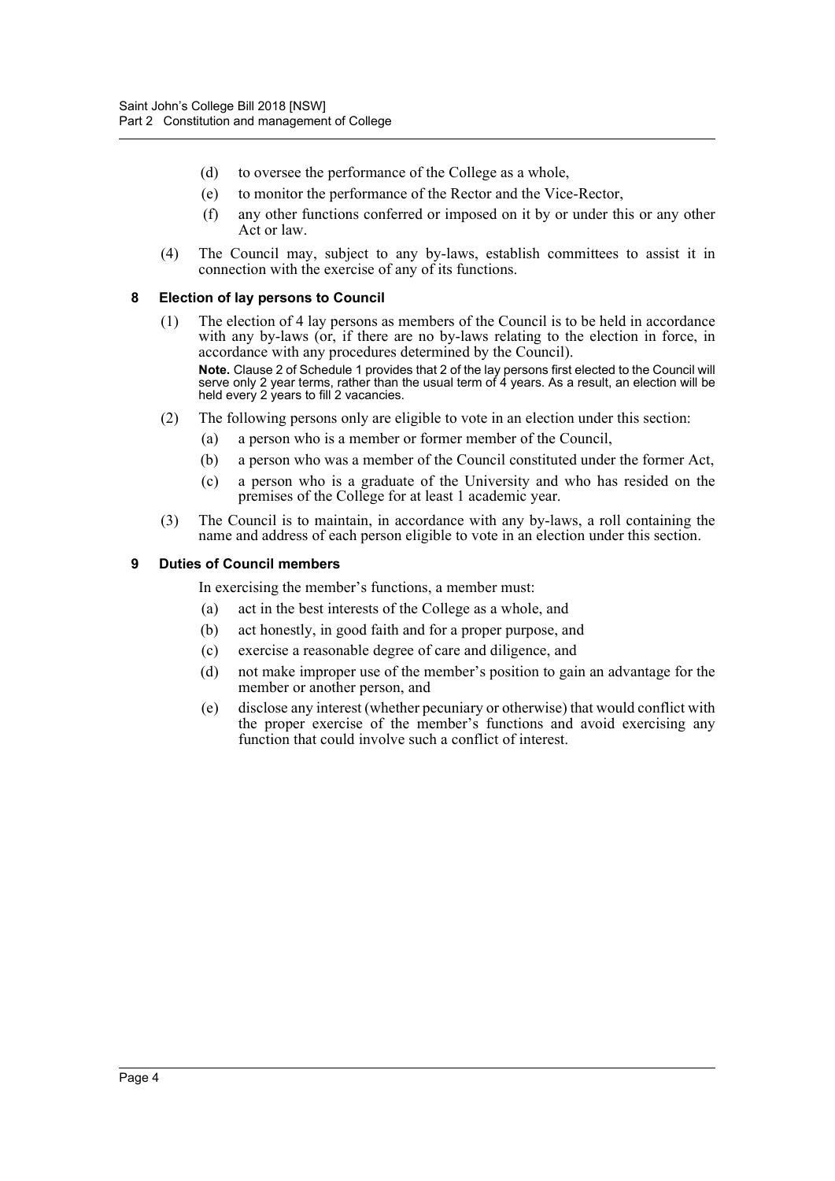(d) to oversee the performance of the College as a whole,

(e) to monitor the performance of the Rector and the Vice-Rector,

(f) any other functions conferred or imposed on it by or under this or any other Act or law.

(4) The Council may, subject to any by-laws, establish committees to assist it in connection with the exercise of any of its functions.

### 8 Election of lay persons to Council

(1) The election of 4 lay persons as members of the Council is to be held in accordance with any by-laws (or, if there are no by-laws relating to the election in force, in accordance with any procedures determined by the Council).

**Note.** Clause 2 of Schedule 1 provides that 2 of the lay persons first elected to the Council will serve only 2 year terms, rather than the usual term of 4 years. As a result, an election will be held every 2 years to fill 2 vacancies.

(2) The following persons only are eligible to vote in an election under this section:

(a) a person who is a member or former member of the Council,

(b) a person who was a member of the Council constituted under the former Act,

(c) a person who is a graduate of the University and who has resided on the premises of the College for at least 1 academic year.

(3) The Council is to maintain, in accordance with any by-laws, a roll containing the name and address of each person eligible to vote in an election under this section.

### 9 Duties of Council members

In exercising the member's functions, a member must:

(a) act in the best interests of the College as a whole, and

(b) act honestly, in good faith and for a proper purpose, and

(c) exercise a reasonable degree of care and diligence, and

(d) not make improper use of the member's position to gain an advantage for the member or another person, and

(e) disclose any interest (whether pecuniary or otherwise) that would conflict with the proper exercise of the member's functions and avoid exercising any function that could involve such a conflict of interest.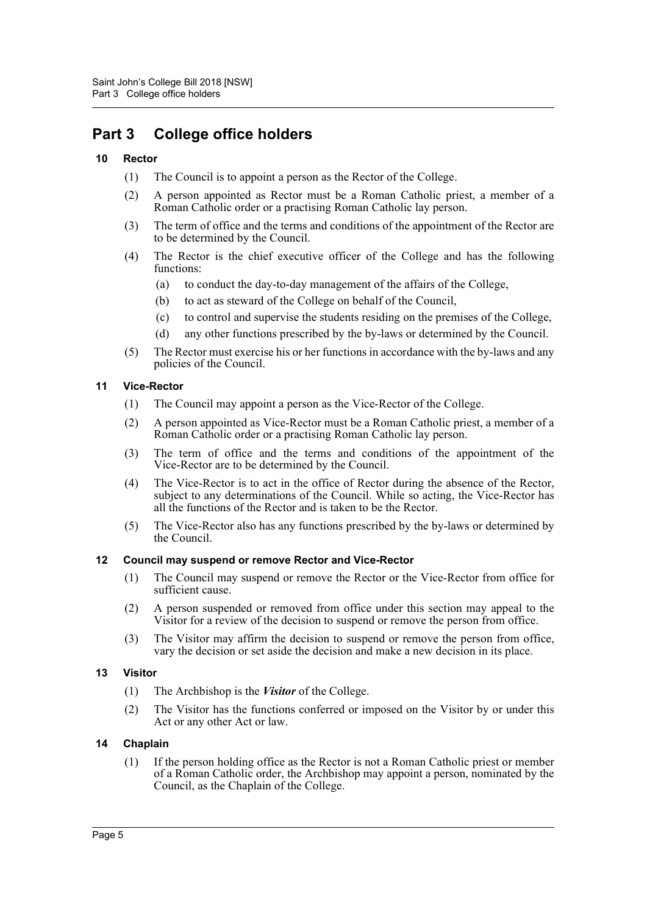# Part 3 College office holders

## 10 Rector

(1) The Council is to appoint a person as the Rector of the College.

(2) A person appointed as Rector must be a Roman Catholic priest, a member of a Roman Catholic order or a practising Roman Catholic lay person.

(3) The term of office and the terms and conditions of the appointment of the Rector are to be determined by the Council.

(4) The Rector is the chief executive officer of the College and has the following functions:

- (a) to conduct the day-to-day management of the affairs of the College,
- (b) to act as steward of the College on behalf of the Council,
- (c) to control and supervise the students residing on the premises of the College,
- (d) any other functions prescribed by the by-laws or determined by the Council.

(5) The Rector must exercise his or her functions in accordance with the by-laws and any policies of the Council.

## 11 Vice-Rector

(1) The Council may appoint a person as the Vice-Rector of the College.

(2) A person appointed as Vice-Rector must be a Roman Catholic priest, a member of a Roman Catholic order or a practising Roman Catholic lay person.

(3) The term of office and the terms and conditions of the appointment of the Vice-Rector are to be determined by the Council.

(4) The Vice-Rector is to act in the office of Rector during the absence of the Rector, subject to any determinations of the Council. While so acting, the Vice-Rector has all the functions of the Rector and is taken to be the Rector.

(5) The Vice-Rector also has any functions prescribed by the by-laws or determined by the Council.

## 12 Council may suspend or remove Rector and Vice-Rector

(1) The Council may suspend or remove the Rector or the Vice-Rector from office for sufficient cause.

(2) A person suspended or removed from office under this section may appeal to the Visitor for a review of the decision to suspend or remove the person from office.

(3) The Visitor may affirm the decision to suspend or remove the person from office, vary the decision or set aside the decision and make a new decision in its place.

## 13 Visitor

(1) The Archbishop is the ***Visitor*** of the College.

(2) The Visitor has the functions conferred or imposed on the Visitor by or under this Act or any other Act or law.

## 14 Chaplain

(1) If the person holding office as the Rector is not a Roman Catholic priest or member of a Roman Catholic order, the Archbishop may appoint a person, nominated by the Council, as the Chaplain of the College.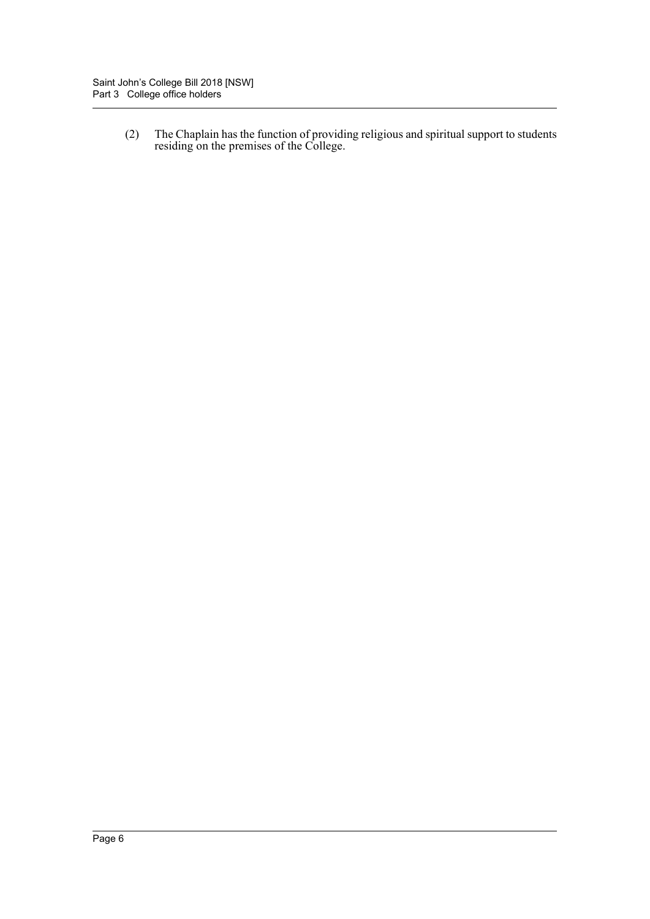(2) The Chaplain has the function of providing religious and spiritual support to students residing on the premises of the College.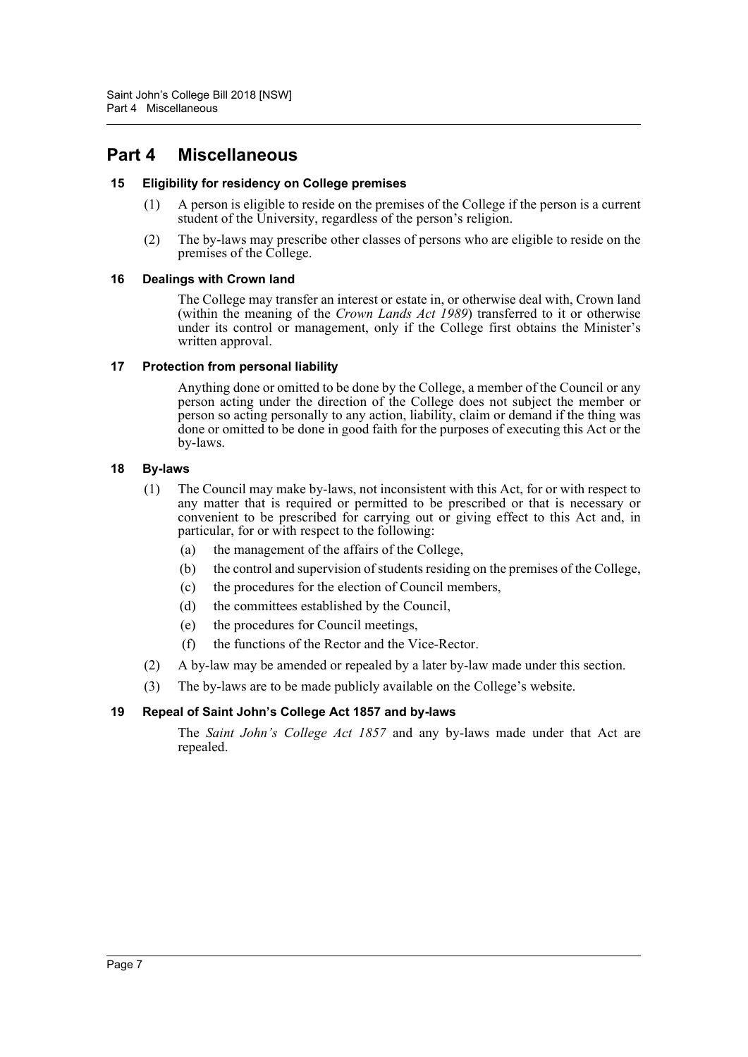# Part 4 Miscellaneous

### 15 Eligibility for residency on College premises

(1) A person is eligible to reside on the premises of the College if the person is a current student of the University, regardless of the person's religion.

(2) The by-laws may prescribe other classes of persons who are eligible to reside on the premises of the College.

### 16 Dealings with Crown land

The College may transfer an interest or estate in, or otherwise deal with, Crown land (within the meaning of the *Crown Lands Act 1989*) transferred to it or otherwise under its control or management, only if the College first obtains the Minister's written approval.

### 17 Protection from personal liability

Anything done or omitted to be done by the College, a member of the Council or any person acting under the direction of the College does not subject the member or person so acting personally to any action, liability, claim or demand if the thing was done or omitted to be done in good faith for the purposes of executing this Act or the by-laws.

### 18 By-laws

(1) The Council may make by-laws, not inconsistent with this Act, for or with respect to any matter that is required or permitted to be prescribed or that is necessary or convenient to be prescribed for carrying out or giving effect to this Act and, in particular, for or with respect to the following:

- (a) the management of the affairs of the College,
- (b) the control and supervision of students residing on the premises of the College,
- (c) the procedures for the election of Council members,
- (d) the committees established by the Council,
- (e) the procedures for Council meetings,
- (f) the functions of the Rector and the Vice-Rector.

(2) A by-law may be amended or repealed by a later by-law made under this section.

(3) The by-laws are to be made publicly available on the College's website.

### 19 Repeal of Saint John's College Act 1857 and by-laws

The *Saint John's College Act 1857* and any by-laws made under that Act are repealed.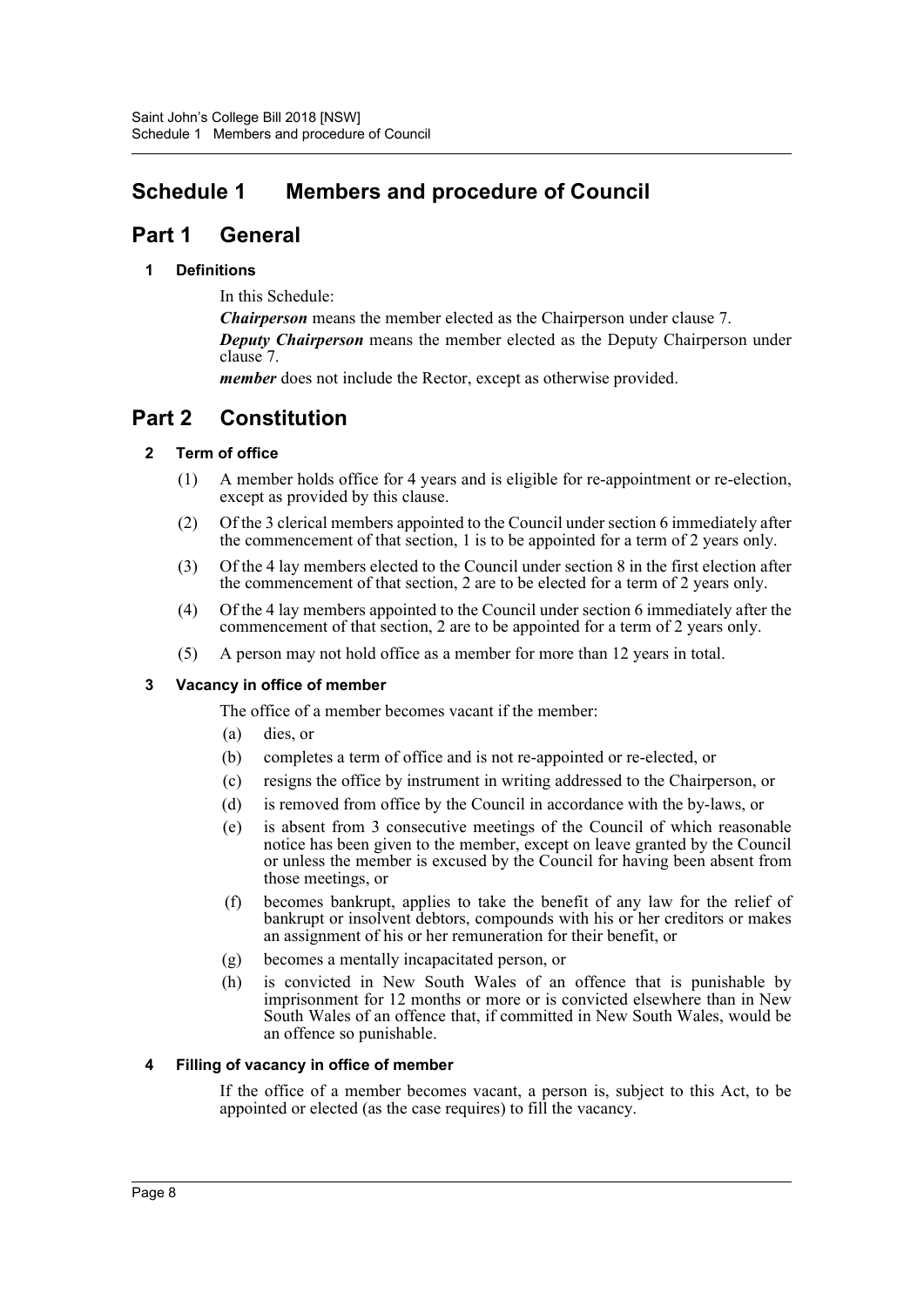# Schedule 1 Members and procedure of Council

## Part 1 General

### 1 Definitions

In this Schedule:

***Chairperson*** means the member elected as the Chairperson under clause 7.

***Deputy Chairperson*** means the member elected as the Deputy Chairperson under clause 7.

***member*** does not include the Rector, except as otherwise provided.

## Part 2 Constitution

### 2 Term of office

(1) A member holds office for 4 years and is eligible for re-appointment or re-election, except as provided by this clause.

(2) Of the 3 clerical members appointed to the Council under section 6 immediately after the commencement of that section, 1 is to be appointed for a term of 2 years only.

(3) Of the 4 lay members elected to the Council under section 8 in the first election after the commencement of that section, 2 are to be elected for a term of 2 years only.

(4) Of the 4 lay members appointed to the Council under section 6 immediately after the commencement of that section, 2 are to be appointed for a term of 2 years only.

(5) A person may not hold office as a member for more than 12 years in total.

### 3 Vacancy in office of member

The office of a member becomes vacant if the member:

(a) dies, or

(b) completes a term of office and is not re-appointed or re-elected, or

(c) resigns the office by instrument in writing addressed to the Chairperson, or

(d) is removed from office by the Council in accordance with the by-laws, or

(e) is absent from 3 consecutive meetings of the Council of which reasonable notice has been given to the member, except on leave granted by the Council or unless the member is excused by the Council for having been absent from those meetings, or

(f) becomes bankrupt, applies to take the benefit of any law for the relief of bankrupt or insolvent debtors, compounds with his or her creditors or makes an assignment of his or her remuneration for their benefit, or

(g) becomes a mentally incapacitated person, or

(h) is convicted in New South Wales of an offence that is punishable by imprisonment for 12 months or more or is convicted elsewhere than in New South Wales of an offence that, if committed in New South Wales, would be an offence so punishable.

### 4 Filling of vacancy in office of member

If the office of a member becomes vacant, a person is, subject to this Act, to be appointed or elected (as the case requires) to fill the vacancy.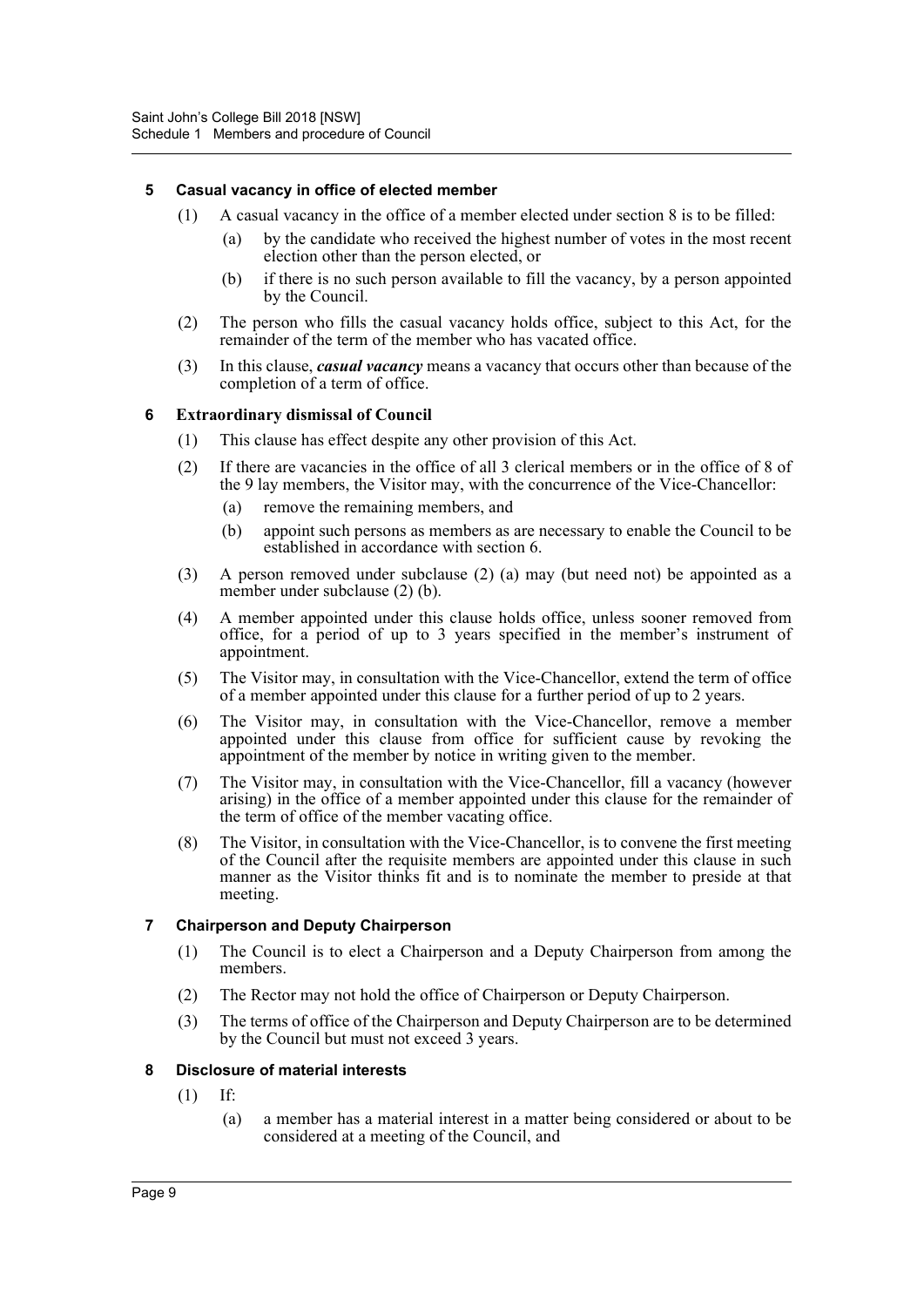#### 5 Casual vacancy in office of elected member

(1) A casual vacancy in the office of a member elected under section 8 is to be filled:

(a) by the candidate who received the highest number of votes in the most recent election other than the person elected, or

(b) if there is no such person available to fill the vacancy, by a person appointed by the Council.

(2) The person who fills the casual vacancy holds office, subject to this Act, for the remainder of the term of the member who has vacated office.

(3) In this clause, ***casual vacancy*** means a vacancy that occurs other than because of the completion of a term of office.

#### 6 Extraordinary dismissal of Council

(1) This clause has effect despite any other provision of this Act.

(2) If there are vacancies in the office of all 3 clerical members or in the office of 8 of the 9 lay members, the Visitor may, with the concurrence of the Vice-Chancellor:

(a) remove the remaining members, and

(b) appoint such persons as members as are necessary to enable the Council to be established in accordance with section 6.

(3) A person removed under subclause (2) (a) may (but need not) be appointed as a member under subclause (2) (b).

(4) A member appointed under this clause holds office, unless sooner removed from office, for a period of up to 3 years specified in the member's instrument of appointment.

(5) The Visitor may, in consultation with the Vice-Chancellor, extend the term of office of a member appointed under this clause for a further period of up to 2 years.

(6) The Visitor may, in consultation with the Vice-Chancellor, remove a member appointed under this clause from office for sufficient cause by revoking the appointment of the member by notice in writing given to the member.

(7) The Visitor may, in consultation with the Vice-Chancellor, fill a vacancy (however arising) in the office of a member appointed under this clause for the remainder of the term of office of the member vacating office.

(8) The Visitor, in consultation with the Vice-Chancellor, is to convene the first meeting of the Council after the requisite members are appointed under this clause in such manner as the Visitor thinks fit and is to nominate the member to preside at that meeting.

#### 7 Chairperson and Deputy Chairperson

(1) The Council is to elect a Chairperson and a Deputy Chairperson from among the members.

(2) The Rector may not hold the office of Chairperson or Deputy Chairperson.

(3) The terms of office of the Chairperson and Deputy Chairperson are to be determined by the Council but must not exceed 3 years.

#### 8 Disclosure of material interests

(1) If:

(a) a member has a material interest in a matter being considered or about to be considered at a meeting of the Council, and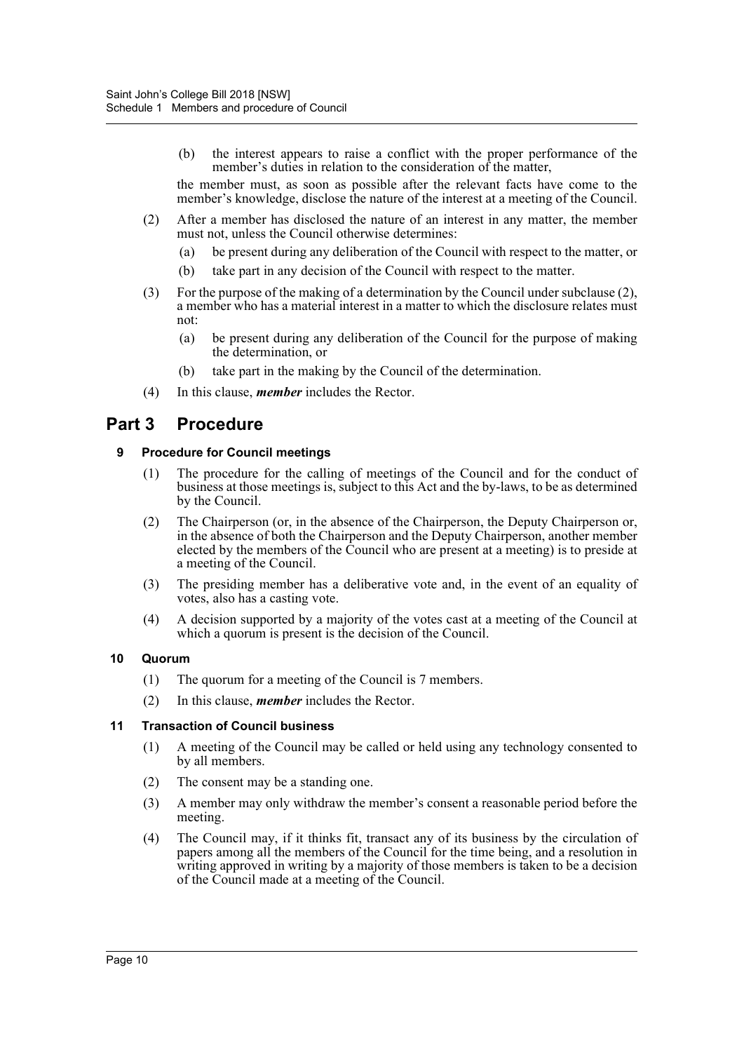(b) the interest appears to raise a conflict with the proper performance of the member's duties in relation to the consideration of the matter,

the member must, as soon as possible after the relevant facts have come to the member's knowledge, disclose the nature of the interest at a meeting of the Council.

(2) After a member has disclosed the nature of an interest in any matter, the member must not, unless the Council otherwise determines:

(a) be present during any deliberation of the Council with respect to the matter, or

(b) take part in any decision of the Council with respect to the matter.

(3) For the purpose of the making of a determination by the Council under subclause (2), a member who has a material interest in a matter to which the disclosure relates must not:

(a) be present during any deliberation of the Council for the purpose of making the determination, or

(b) take part in the making by the Council of the determination.

(4) In this clause, ***member*** includes the Rector.

# Part 3 Procedure

### 9 Procedure for Council meetings

(1) The procedure for the calling of meetings of the Council and for the conduct of business at those meetings is, subject to this Act and the by-laws, to be as determined by the Council.

(2) The Chairperson (or, in the absence of the Chairperson, the Deputy Chairperson or, in the absence of both the Chairperson and the Deputy Chairperson, another member elected by the members of the Council who are present at a meeting) is to preside at a meeting of the Council.

(3) The presiding member has a deliberative vote and, in the event of an equality of votes, also has a casting vote.

(4) A decision supported by a majority of the votes cast at a meeting of the Council at which a quorum is present is the decision of the Council.

### 10 Quorum

(1) The quorum for a meeting of the Council is 7 members.

(2) In this clause, ***member*** includes the Rector.

### 11 Transaction of Council business

(1) A meeting of the Council may be called or held using any technology consented to by all members.

(2) The consent may be a standing one.

(3) A member may only withdraw the member's consent a reasonable period before the meeting.

(4) The Council may, if it thinks fit, transact any of its business by the circulation of papers among all the members of the Council for the time being, and a resolution in writing approved in writing by a majority of those members is taken to be a decision of the Council made at a meeting of the Council.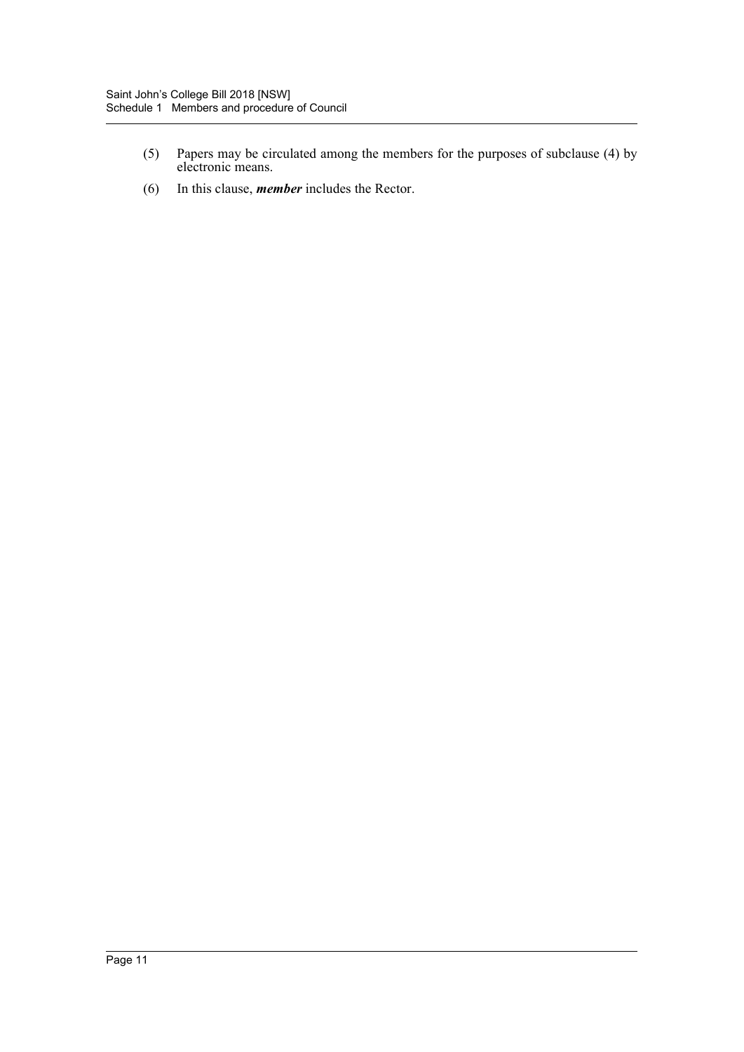(5) Papers may be circulated among the members for the purposes of subclause (4) by electronic means.

(6) In this clause, ***member*** includes the Rector.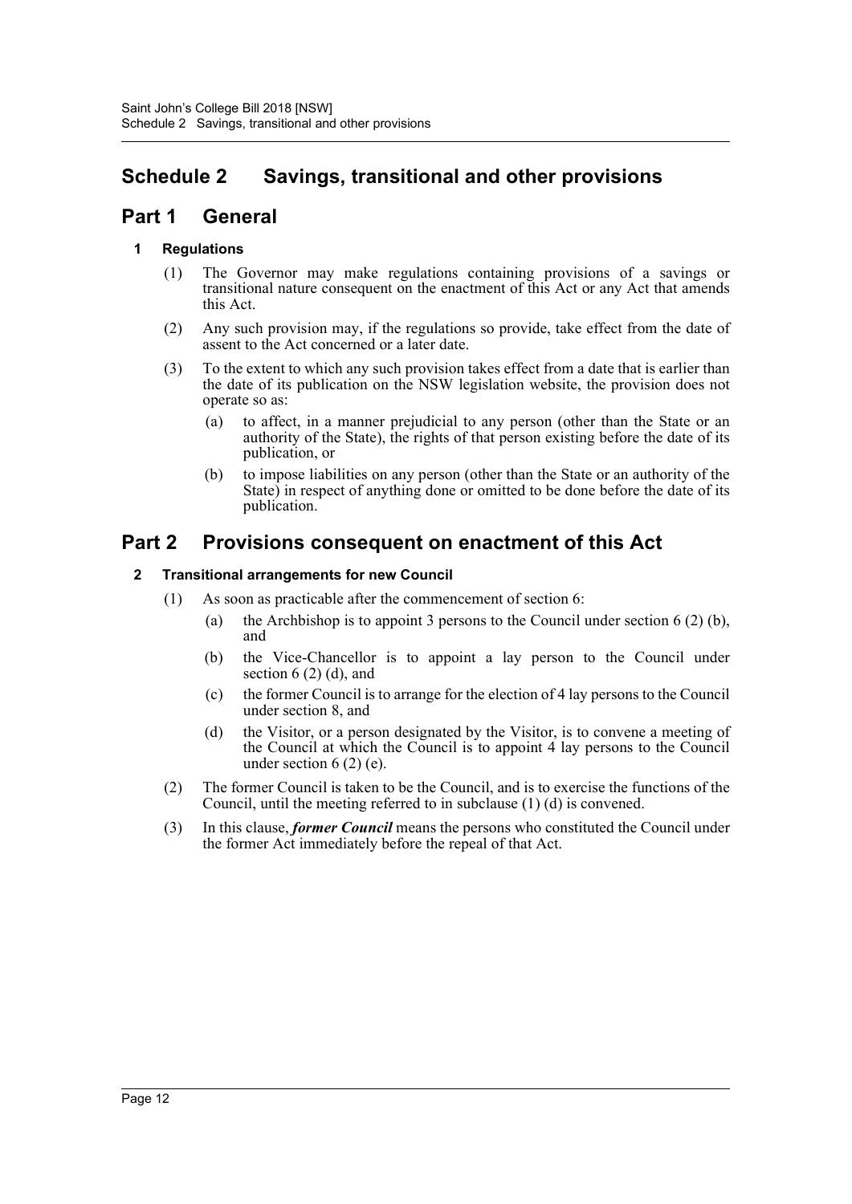# Schedule 2 Savings, transitional and other provisions

## Part 1 General

### 1 Regulations

(1) The Governor may make regulations containing provisions of a savings or transitional nature consequent on the enactment of this Act or any Act that amends this Act.

(2) Any such provision may, if the regulations so provide, take effect from the date of assent to the Act concerned or a later date.

(3) To the extent to which any such provision takes effect from a date that is earlier than the date of its publication on the NSW legislation website, the provision does not operate so as:

(a) to affect, in a manner prejudicial to any person (other than the State or an authority of the State), the rights of that person existing before the date of its publication, or

(b) to impose liabilities on any person (other than the State or an authority of the State) in respect of anything done or omitted to be done before the date of its publication.

## Part 2 Provisions consequent on enactment of this Act

### 2 Transitional arrangements for new Council

(1) As soon as practicable after the commencement of section 6:

(a) the Archbishop is to appoint 3 persons to the Council under section 6 (2) (b), and

(b) the Vice-Chancellor is to appoint a lay person to the Council under section 6 (2) (d), and

(c) the former Council is to arrange for the election of 4 lay persons to the Council under section 8, and

(d) the Visitor, or a person designated by the Visitor, is to convene a meeting of the Council at which the Council is to appoint 4 lay persons to the Council under section 6 (2) (e).

(2) The former Council is taken to be the Council, and is to exercise the functions of the Council, until the meeting referred to in subclause (1) (d) is convened.

(3) In this clause, ***former Council*** means the persons who constituted the Council under the former Act immediately before the repeal of that Act.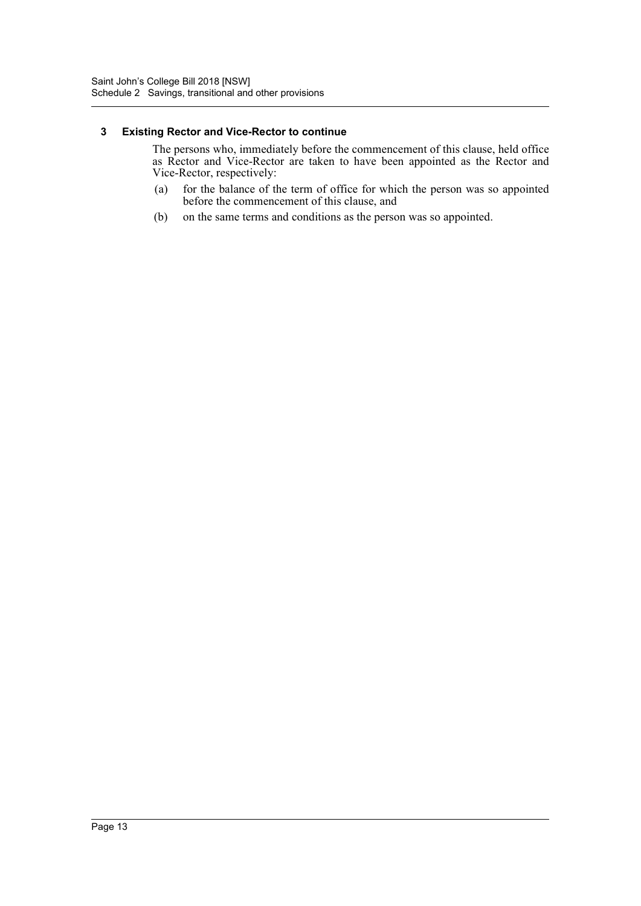### 3 Existing Rector and Vice-Rector to continue

The persons who, immediately before the commencement of this clause, held office as Rector and Vice-Rector are taken to have been appointed as the Rector and Vice-Rector, respectively:

(a) for the balance of the term of office for which the person was so appointed before the commencement of this clause, and

(b) on the same terms and conditions as the person was so appointed.